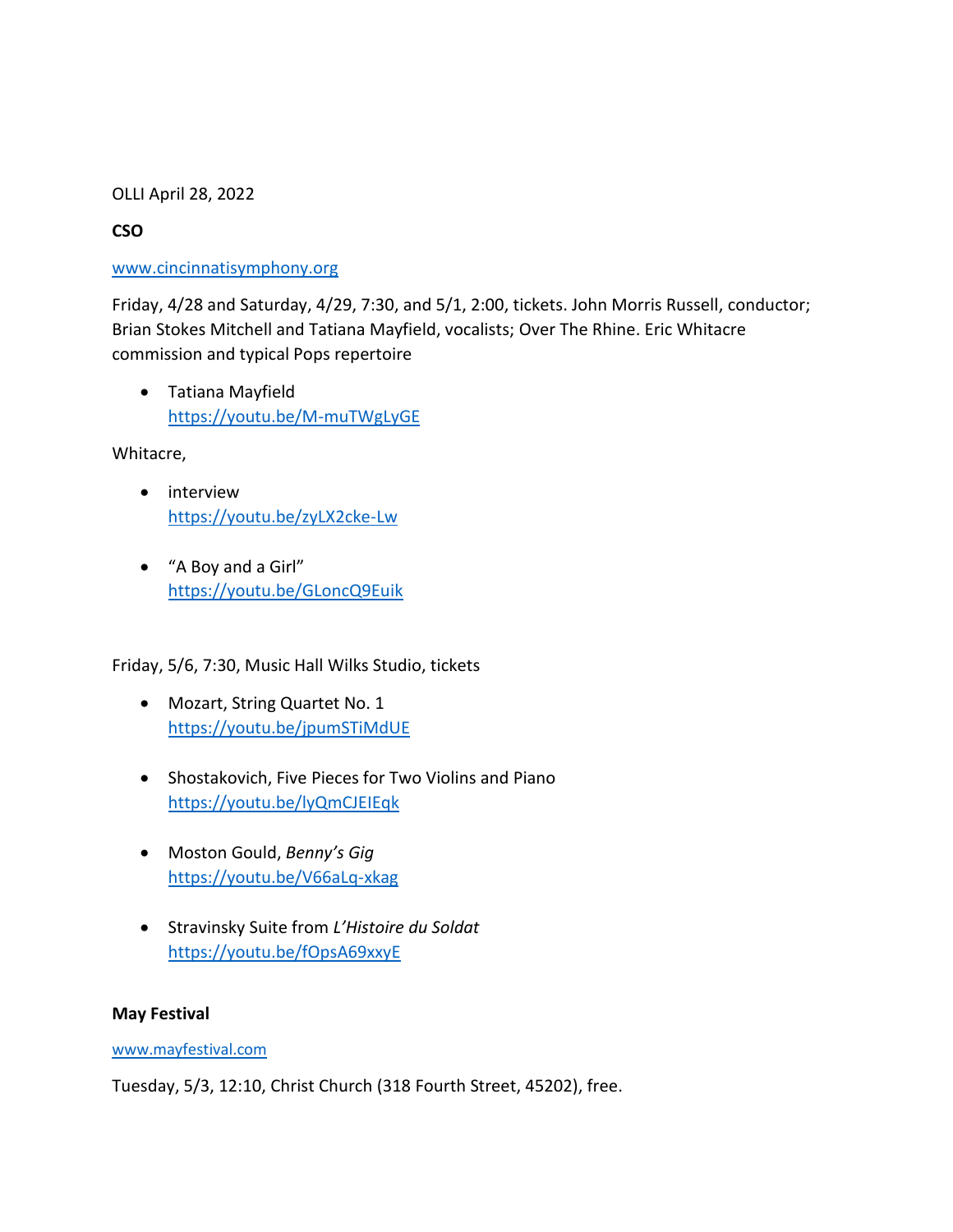OLLI April 28, 2022

**CSO**

[www.cincinnatisymphony.org](www.cincinnatisymphony.org)

Friday, 4/28 and Saturday, 4/29, 7:30, and 5/1, 2:00, tickets. John Morris Russell, conductor; Brian Stokes Mitchell and Tatiana Mayfield, vocalists; Over The Rhine. Eric Whitacre commission and typical Pops repertoire

- Tatiana Mayfield
  https://youtu.be/M-muTWgLyGE

Whitacre,

- interview
  https://youtu.be/zyLX2cke-Lw

- "A Boy and a Girl"
  https://youtu.be/GLoncQ9Euik

Friday, 5/6, 7:30, Music Hall Wilks Studio, tickets

- Mozart, String Quartet No. 1
  https://youtu.be/jpumSTiMdUE

- Shostakovich, Five Pieces for Two Violins and Piano
  https://youtu.be/lyQmCJEIEqk

- Moston Gould, *Benny's Gig*
  https://youtu.be/V66aLq-xkag

- Stravinsky Suite from *L'Histoire du Soldat*
  https://youtu.be/fOpsA69xxyE

**May Festival**

[www.mayfestival.com](www.mayfestival.com)

Tuesday, 5/3, 12:10, Christ Church (318 Fourth Street, 45202), free.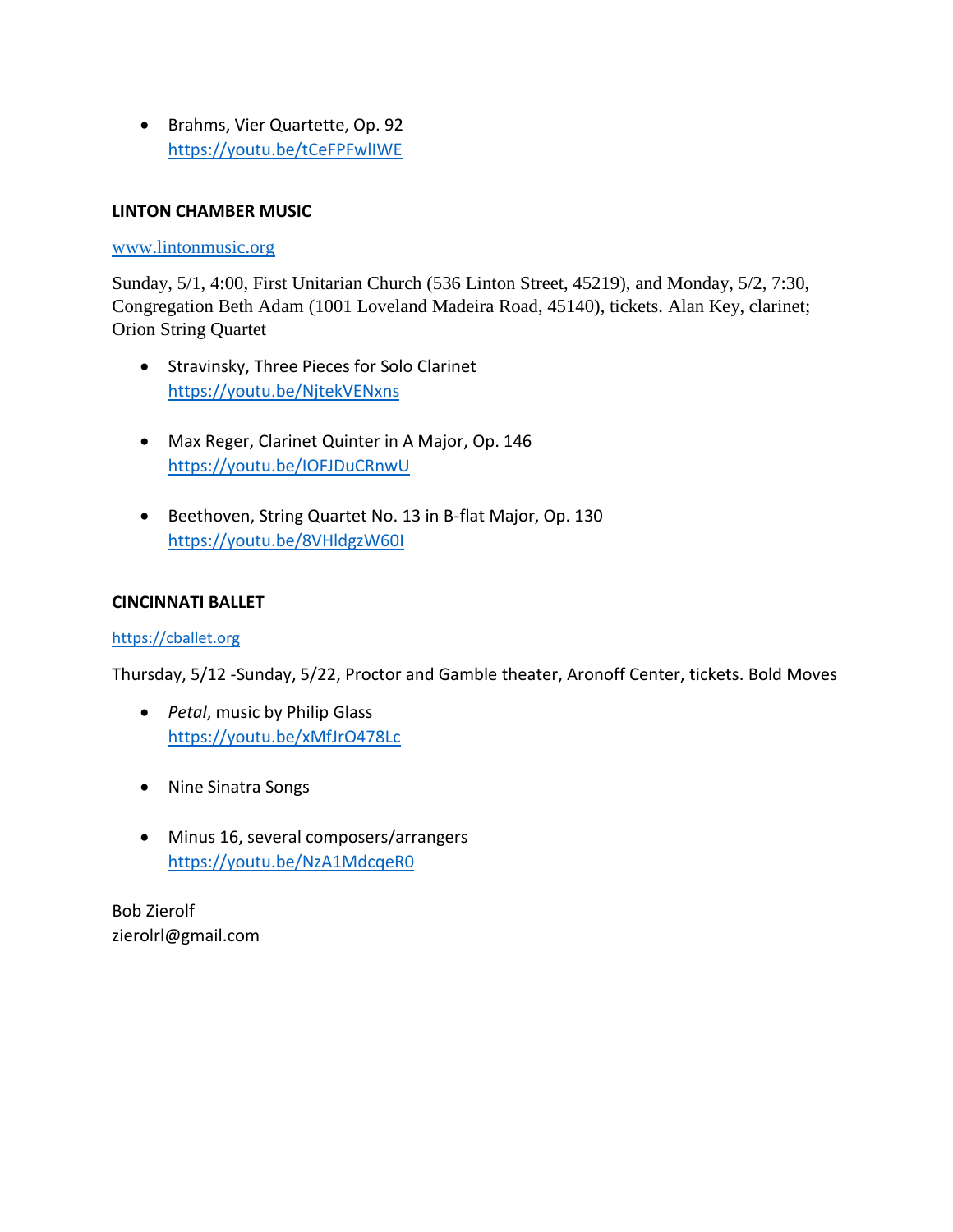- Brahms, Vier Quartette, Op. 92
  https://youtu.be/tCeFPFwlIWE

**LINTON CHAMBER MUSIC**

www.lintonmusic.org

Sunday, 5/1, 4:00, First Unitarian Church (536 Linton Street, 45219), and Monday, 5/2, 7:30, Congregation Beth Adam (1001 Loveland Madeira Road, 45140), tickets. Alan Key, clarinet; Orion String Quartet

- Stravinsky, Three Pieces for Solo Clarinet
  https://youtu.be/NjtekVENxns

- Max Reger, Clarinet Quinter in A Major, Op. 146
  https://youtu.be/IOFJDuCRnwU

- Beethoven, String Quartet No. 13 in B-flat Major, Op. 130
  https://youtu.be/8VHldgzW60I

**CINCINNATI BALLET**

https://cballet.org

Thursday, 5/12 -Sunday, 5/22, Proctor and Gamble theater, Aronoff Center, tickets. Bold Moves

- *Petal*, music by Philip Glass
  https://youtu.be/xMfJrO478Lc

- Nine Sinatra Songs

- Minus 16, several composers/arrangers
  https://youtu.be/NzA1MdcqeR0

Bob Zierolf
zierolrl@gmail.com